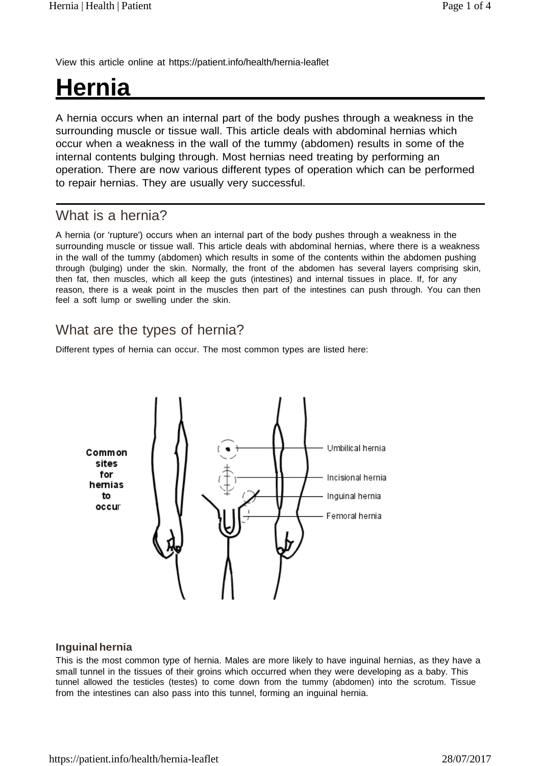View this article online at https://patient.info/health/hernia-leaflet

# Hernia

A hernia occurs when an internal part of the body pushes through a weakness in the surrounding muscle or tissue wall. This article deals with abdominal hernias which occur when a weakness in the wall of the tummy (abdomen) results in some of the internal contents bulging through. Most hernias need treating by performing an operation. There are now various different types of operation which can be performed to repair hernias. They are usually very successful.

## What is a hernia?

A hernia (or 'rupture') occurs when an internal part of the body pushes through a weakness in the surrounding muscle or tissue wall. This article deals with abdominal hernias, where there is a weakness in the wall of the tummy (abdomen) which results in some of the contents within the abdomen pushing through (bulging) under the skin. Normally, the front of the abdomen has several layers comprising skin, then fat, then muscles, which all keep the guts (intestines) and internal tissues in place. If, for any reason, there is a weak point in the muscles then part of the intestines can push through. You can then feel a soft lump or swelling under the skin.

## What are the types of hernia?

Different types of hernia can occur. The most common types are listed here:

Common sites for hernias to occur

- Umbilical hernia
- Incisional hernia
- Inguinal hernia
- Femoral hernia

### Inguinal hernia

This is the most common type of hernia. Males are more likely to have inguinal hernias, as they have a small tunnel in the tissues of their groins which occurred when they were developing as a baby. This tunnel allowed the testicles (testes) to come down from the tummy (abdomen) into the scrotum. Tissue from the intestines can also pass into this tunnel, forming an inguinal hernia.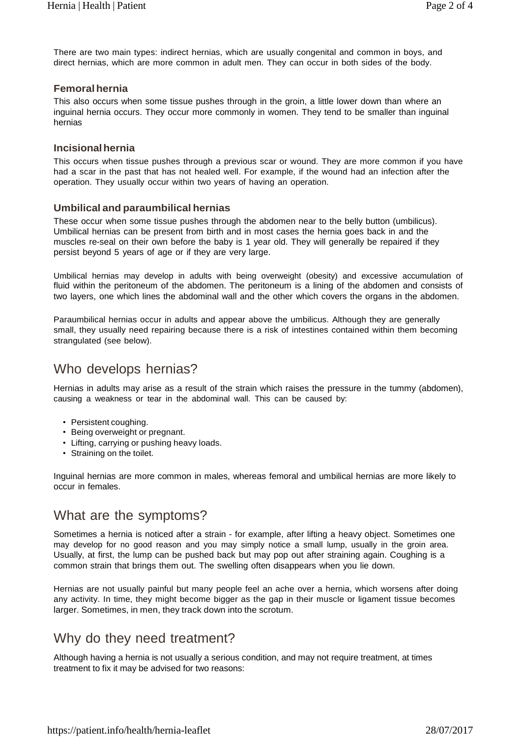There are two main types: indirect hernias, which are usually congenital and common in boys, and direct hernias, which are more common in adult men. They can occur in both sides of the body.

### Femoral hernia

This also occurs when some tissue pushes through in the groin, a little lower down than where an inguinal hernia occurs. They occur more commonly in women. They tend to be smaller than inguinal hernias

### Incisional hernia

This occurs when tissue pushes through a previous scar or wound. They are more common if you have had a scar in the past that has not healed well. For example, if the wound had an infection after the operation. They usually occur within two years of having an operation.

### Umbilical and paraumbilical hernias

These occur when some tissue pushes through the abdomen near to the belly button (umbilicus). Umbilical hernias can be present from birth and in most cases the hernia goes back in and the muscles re-seal on their own before the baby is 1 year old. They will generally be repaired if they persist beyond 5 years of age or if they are very large.

Umbilical hernias may develop in adults with being overweight (obesity) and excessive accumulation of fluid within the peritoneum of the abdomen. The peritoneum is a lining of the abdomen and consists of two layers, one which lines the abdominal wall and the other which covers the organs in the abdomen.

Paraumbilical hernias occur in adults and appear above the umbilicus. Although they are generally small, they usually need repairing because there is a risk of intestines contained within them becoming strangulated (see below).

## Who develops hernias?

Hernias in adults may arise as a result of the strain which raises the pressure in the tummy (abdomen), causing a weakness or tear in the abdominal wall. This can be caused by:

- Persistent coughing.
- Being overweight or pregnant.
- Lifting, carrying or pushing heavy loads.
- Straining on the toilet.

Inguinal hernias are more common in males, whereas femoral and umbilical hernias are more likely to occur in females.

## What are the symptoms?

Sometimes a hernia is noticed after a strain - for example, after lifting a heavy object. Sometimes one may develop for no good reason and you may simply notice a small lump, usually in the groin area. Usually, at first, the lump can be pushed back but may pop out after straining again. Coughing is a common strain that brings them out. The swelling often disappears when you lie down.

Hernias are not usually painful but many people feel an ache over a hernia, which worsens after doing any activity. In time, they might become bigger as the gap in their muscle or ligament tissue becomes larger. Sometimes, in men, they track down into the scrotum.

## Why do they need treatment?

Although having a hernia is not usually a serious condition, and may not require treatment, at times treatment to fix it may be advised for two reasons: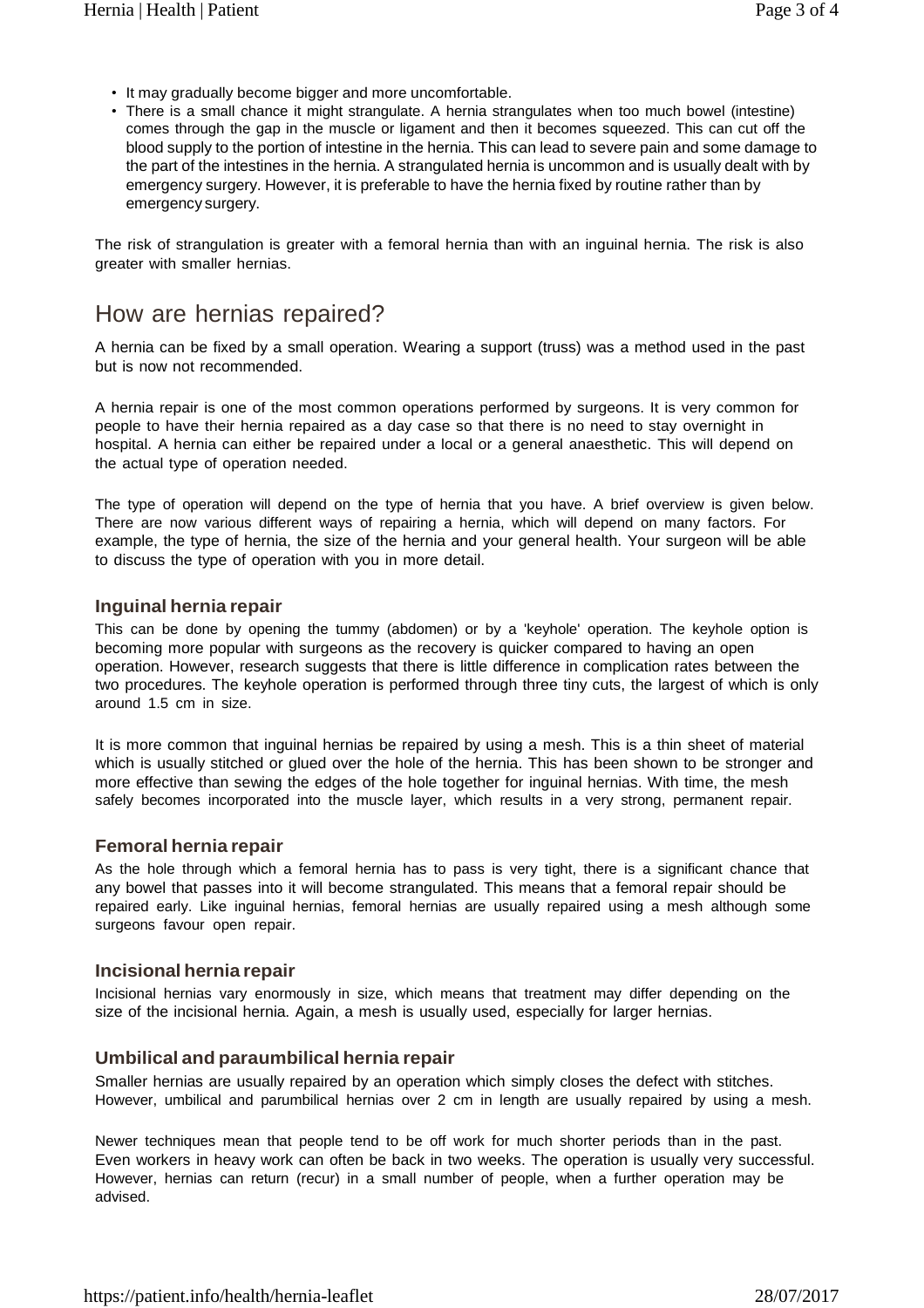- It may gradually become bigger and more uncomfortable.
- There is a small chance it might strangulate. A hernia strangulates when too much bowel (intestine) comes through the gap in the muscle or ligament and then it becomes squeezed. This can cut off the blood supply to the portion of intestine in the hernia. This can lead to severe pain and some damage to the part of the intestines in the hernia. A strangulated hernia is uncommon and is usually dealt with by emergency surgery. However, it is preferable to have the hernia fixed by routine rather than by emergency surgery.

The risk of strangulation is greater with a femoral hernia than with an inguinal hernia. The risk is also greater with smaller hernias.

## How are hernias repaired?

A hernia can be fixed by a small operation. Wearing a support (truss) was a method used in the past but is now not recommended.

A hernia repair is one of the most common operations performed by surgeons. It is very common for people to have their hernia repaired as a day case so that there is no need to stay overnight in hospital. A hernia can either be repaired under a local or a general anaesthetic. This will depend on the actual type of operation needed.

The type of operation will depend on the type of hernia that you have. A brief overview is given below. There are now various different ways of repairing a hernia, which will depend on many factors. For example, the type of hernia, the size of the hernia and your general health. Your surgeon will be able to discuss the type of operation with you in more detail.

### Inguinal hernia repair

This can be done by opening the tummy (abdomen) or by a 'keyhole' operation. The keyhole option is becoming more popular with surgeons as the recovery is quicker compared to having an open operation. However, research suggests that there is little difference in complication rates between the two procedures. The keyhole operation is performed through three tiny cuts, the largest of which is only around 1.5 cm in size.

It is more common that inguinal hernias be repaired by using a mesh. This is a thin sheet of material which is usually stitched or glued over the hole of the hernia. This has been shown to be stronger and more effective than sewing the edges of the hole together for inguinal hernias. With time, the mesh safely becomes incorporated into the muscle layer, which results in a very strong, permanent repair.

### Femoral hernia repair

As the hole through which a femoral hernia has to pass is very tight, there is a significant chance that any bowel that passes into it will become strangulated. This means that a femoral repair should be repaired early. Like inguinal hernias, femoral hernias are usually repaired using a mesh although some surgeons favour open repair.

### Incisional hernia repair

Incisional hernias vary enormously in size, which means that treatment may differ depending on the size of the incisional hernia. Again, a mesh is usually used, especially for larger hernias.

### Umbilical and paraumbilical hernia repair

Smaller hernias are usually repaired by an operation which simply closes the defect with stitches. However, umbilical and parumbilical hernias over 2 cm in length are usually repaired by using a mesh.

Newer techniques mean that people tend to be off work for much shorter periods than in the past. Even workers in heavy work can often be back in two weeks. The operation is usually very successful. However, hernias can return (recur) in a small number of people, when a further operation may be advised.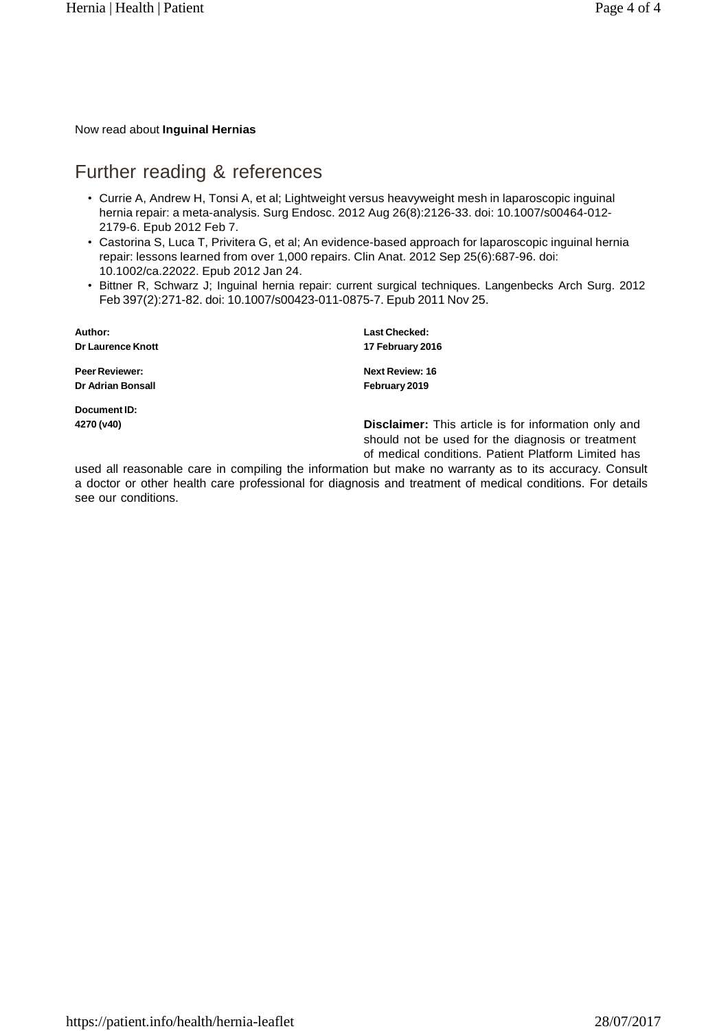Now read about **Inguinal Hernias**

## Further reading & references

- Currie A, Andrew H, Tonsi A, et al; Lightweight versus heavyweight mesh in laparoscopic inguinal hernia repair: a meta-analysis. Surg Endosc. 2012 Aug 26(8):2126-33. doi: 10.1007/s00464-012-2179-6. Epub 2012 Feb 7.
- Castorina S, Luca T, Privitera G, et al; An evidence-based approach for laparoscopic inguinal hernia repair: lessons learned from over 1,000 repairs. Clin Anat. 2012 Sep 25(6):687-96. doi: 10.1002/ca.22022. Epub 2012 Jan 24.
- Bittner R, Schwarz J; Inguinal hernia repair: current surgical techniques. Langenbecks Arch Surg. 2012 Feb 397(2):271-82. doi: 10.1007/s00423-011-0875-7. Epub 2011 Nov 25.

**Author:**
**Dr Laurence Knott**

**Peer Reviewer:**
**Dr Adrian Bonsall**

**Document ID:**
**4270 (v40)**

**Last Checked:**
**17 February 2016**

**Next Review: 16 February 2019**

**Disclaimer:** This article is for information only and should not be used for the diagnosis or treatment of medical conditions. Patient Platform Limited has used all reasonable care in compiling the information but make no warranty as to its accuracy. Consult a doctor or other health care professional for diagnosis and treatment of medical conditions. For details see our conditions.